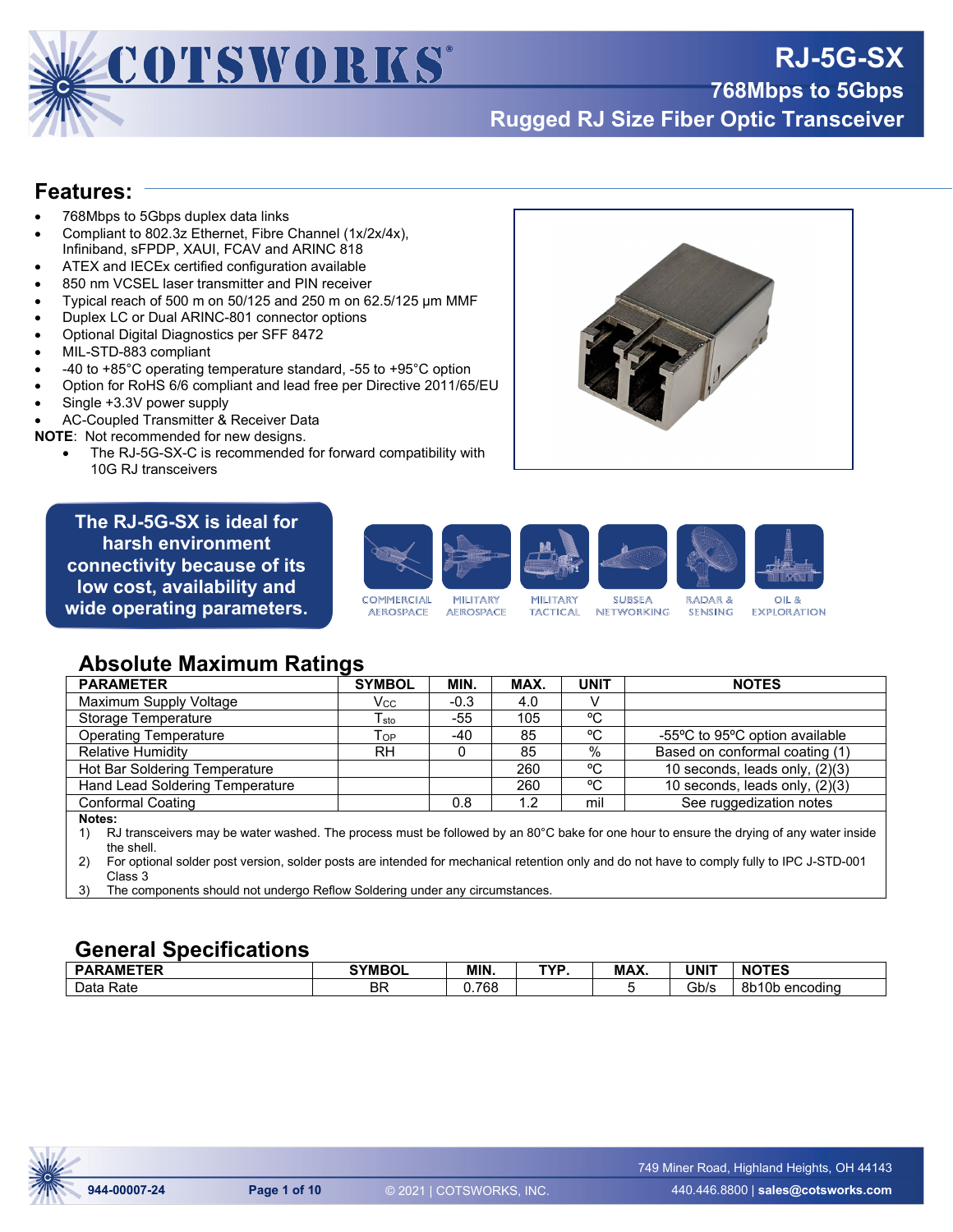# RJ-5G-SX

## 768Mbps to 5Gbps

## Rugged RJ Size Fiber Optic Transceiver

## Features:

- 768Mbps to 5Gbps duplex data links
- Compliant to 802.3z Ethernet, Fibre Channel (1x/2x/4x), Infiniband, sFPDP, XAUI, FCAV and ARINC 818
- ATEX and IECEx certified configuration available
- 850 nm VCSEL laser transmitter and PIN receiver
- Typical reach of 500 m on 50/125 and 250 m on 62.5/125 µm MMF
- Duplex LC or Dual ARINC-801 connector options
- Optional Digital Diagnostics per SFF 8472
- MIL-STD-883 compliant
- -40 to +85°C operating temperature standard, -55 to +95°C option
- Option for RoHS 6/6 compliant and lead free per Directive 2011/65/EU
- Single +3.3V power supply
- AC-Coupled Transmitter & Receiver Data

**NOTE**: Not recommended for new designs.

- The RJ-5G-SX-C is recommended for forward compatibility with 10G RJ transceivers

**The RJ-5G-SX is ideal for harsh environment connectivity because of its low cost, availability and wide operating parameters.**

COMMERCIAL AEROSPACE | MILITARY AEROSPACE | MILITARY TACTICAL | SUBSEA NETWORKING | RADAR & SENSING | OIL & EXPLORATION

## Absolute Maximum Ratings

| PARAMETER | SYMBOL | MIN. | MAX. | UNIT | NOTES |
|---|---|---|---|---|---|
| Maximum Supply Voltage | $V_{CC}$ | -0.3 | 4.0 | V | |
| Storage Temperature | $T_{sto}$ | -55 | 105 | ºC | |
| Operating Temperature | $T_{OP}$ | -40 | 85 | ºC | -55ºC to 95ºC option available |
| Relative Humidity | RH | 0 | 85 | % | Based on conformal coating (1) |
| Hot Bar Soldering Temperature | | | 260 | ºC | 10 seconds, leads only, (2)(3) |
| Hand Lead Soldering Temperature | | | 260 | ºC | 10 seconds, leads only, (2)(3) |
| Conformal Coating | | 0.8 | 1.2 | mil | See ruggedization notes |

**Notes:**

1) RJ transceivers may be water washed. The process must be followed by an 80°C bake for one hour to ensure the drying of any water inside the shell.
2) For optional solder post version, solder posts are intended for mechanical retention only and do not have to comply fully to IPC J-STD-001 Class 3
3) The components should not undergo Reflow Soldering under any circumstances.

## General Specifications

| PARAMETER | SYMBOL | MIN. | TYP. | MAX. | UNIT | NOTES |
|---|---|---|---|---|---|---|
| Data Rate | BR | 0.768 | | 5 | Gb/s | 8b10b encoding |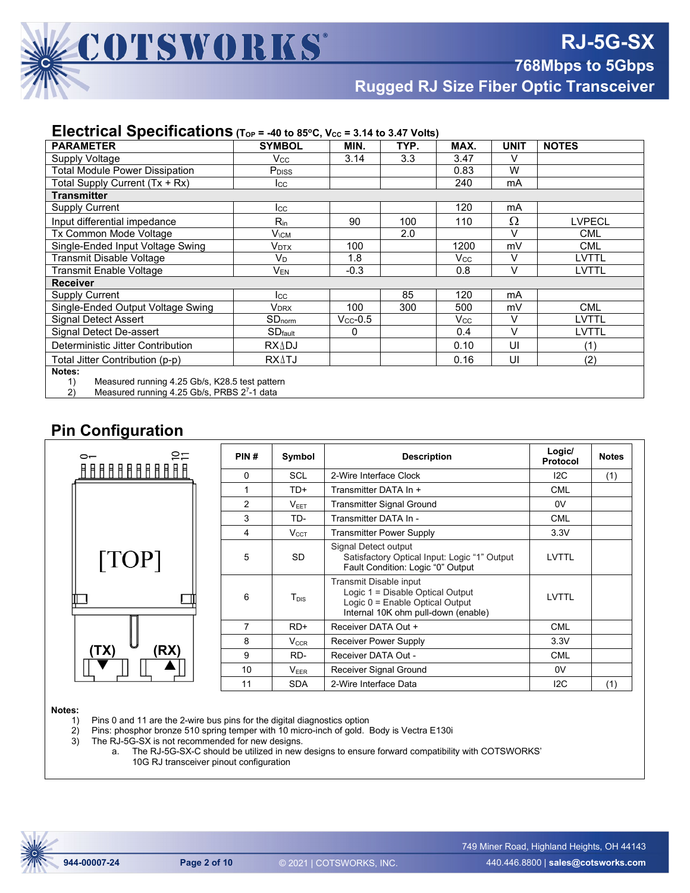## Electrical Specifications ($T_{OP}$ = -40 to 85°C, $V_{CC}$ = 3.14 to 3.47 Volts)

| PARAMETER | SYMBOL | MIN. | TYP. | MAX. | UNIT | NOTES |
|---|---|---|---|---|---|---|
| Supply Voltage | $V_{CC}$ | 3.14 | 3.3 | 3.47 | V | |
| Total Module Power Dissipation | $P_{DISS}$ | | | 0.83 | W | |
| Total Supply Current (Tx + Rx) | $I_{CC}$ | | | 240 | mA | |
| **Transmitter** | | | | | | |
| Supply Current | $I_{CC}$ | | | 120 | mA | |
| Input differential impedance | $R_{in}$ | 90 | 100 | 110 | Ω | LVPECL |
| Tx Common Mode Voltage | $V_{\backslash CM}$ | | 2.0 | | V | CML |
| Single-Ended Input Voltage Swing | $V_{DTX}$ | 100 | | 1200 | mV | CML |
| Transmit Disable Voltage | $V_D$ | 1.8 | | $V_{CC}$ | V | LVTTL |
| Transmit Enable Voltage | $V_{EN}$ | -0.3 | | 0.8 | V | LVTTL |
| **Receiver** | | | | | | |
| Supply Current | $I_{CC}$ | | 85 | 120 | mA | |
| Single-Ended Output Voltage Swing | $V_{DRX}$ | 100 | 300 | 500 | mV | CML |
| Signal Detect Assert | $SD_{norm}$ | $V_{CC}$-0.5 | | $V_{CC}$ | V | LVTTL |
| Signal Detect De-assert | $SD_{fault}$ | 0 | | 0.4 | V | LVTTL |
| Deterministic Jitter Contribution | RX∆DJ | | | 0.10 | UI | (1) |
| Total Jitter Contribution (p-p) | RX∆TJ | | | 0.16 | UI | (2) |

**Notes:**
1) Measured running 4.25 Gb/s, K28.5 test pattern
2) Measured running 4.25 Gb/s, PRBS $2^7$-1 data

## Pin Configuration

0 1 10 11

[TOP]

(TX) (RX)

| PIN # | Symbol | Description | Logic/ Protocol | Notes |
|---|---|---|---|---|
| 0 | SCL | 2-Wire Interface Clock | I2C | (1) |
| 1 | TD+ | Transmitter DATA In + | CML | |
| 2 | $V_{EET}$ | Transmitter Signal Ground | 0V | |
| 3 | TD- | Transmitter DATA In - | CML | |
| 4 | $V_{CCT}$ | Transmitter Power Supply | 3.3V | |
| 5 | SD | Signal Detect output<br>Satisfactory Optical Input: Logic "1" Output<br>Fault Condition: Logic "0" Output | LVTTL | |
| 6 | $T_{DIS}$ | Transmit Disable input<br>Logic 1 = Disable Optical Output<br>Logic 0 = Enable Optical Output<br>Internal 10K ohm pull-down (enable) | LVTTL | |
| 7 | RD+ | Receiver DATA Out + | CML | |
| 8 | $V_{CCR}$ | Receiver Power Supply | 3.3V | |
| 9 | RD- | Receiver DATA Out - | CML | |
| 10 | $V_{EER}$ | Receiver Signal Ground | 0V | |
| 11 | SDA | 2-Wire Interface Data | I2C | (1) |

**Notes:**
1) Pins 0 and 11 are the 2-wire bus pins for the digital diagnostics option
2) Pins: phosphor bronze 510 spring temper with 10 micro-inch of gold. Body is Vectra E130i
3) The RJ-5G-SX is not recommended for new designs.
   a. The RJ-5G-SX-C should be utilized in new designs to ensure forward compatibility with COTSWORKS' 10G RJ transceiver pinout configuration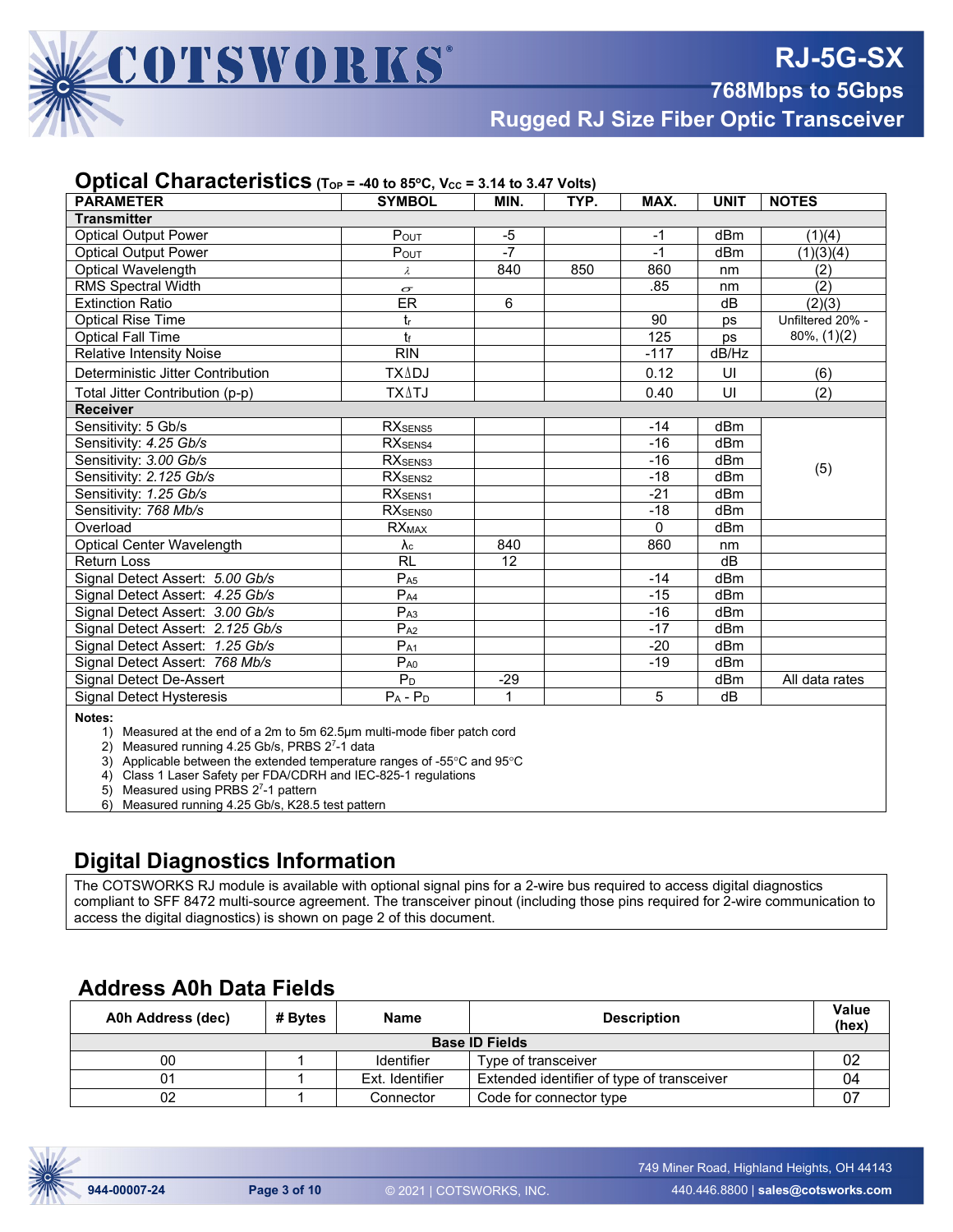## Optical Characteristics ($T_{OP}$ = -40 to 85ºC, $V_{CC}$ = 3.14 to 3.47 Volts)

| PARAMETER | SYMBOL | MIN. | TYP. | MAX. | UNIT | NOTES |
|---|---|---|---|---|---|---|
| **Transmitter** | | | | | | |
| Optical Output Power | $P_{OUT}$ | -5 | | -1 | dBm | (1)(4) |
| Optical Output Power | $P_{OUT}$ | -7 | | -1 | dBm | (1)(3)(4) |
| Optical Wavelength | $\lambda$ | 840 | 850 | 860 | nm | (2) |
| RMS Spectral Width | $\sigma$ | | | .85 | nm | (2) |
| Extinction Ratio | ER | 6 | | | dB | (2)(3) |
| Optical Rise Time | $t_r$ | | | 90 | ps | Unfiltered 20% - 80%, (1)(2) |
| Optical Fall Time | $t_f$ | | | 125 | ps | |
| Relative Intensity Noise | RIN | | | -117 | dB/Hz | |
| Deterministic Jitter Contribution | TXΔDJ | | | 0.12 | UI | (6) |
| Total Jitter Contribution (p-p) | TXΔTJ | | | 0.40 | UI | (2) |
| **Receiver** | | | | | | |
| Sensitivity: 5 Gb/s | $RX_{SENS5}$ | | | -14 | dBm | (5) |
| Sensitivity: *4.25 Gb/s* | $RX_{SENS4}$ | | | -16 | dBm | |
| Sensitivity: *3.00 Gb/s* | $RX_{SENS3}$ | | | -16 | dBm | |
| Sensitivity: *2.125 Gb/s* | $RX_{SENS2}$ | | | -18 | dBm | |
| Sensitivity: *1.25 Gb/s* | $RX_{SENS1}$ | | | -21 | dBm | |
| Sensitivity: *768 Mb/s* | $RX_{SENS0}$ | | | -18 | dBm | |
| Overload | $RX_{MAX}$ | | | 0 | dBm | |
| Optical Center Wavelength | $\lambda_c$ | 840 | | 860 | nm | |
| Return Loss | RL | 12 | | | dB | |
| Signal Detect Assert: *5.00 Gb/s* | $P_{A5}$ | | | -14 | dBm | |
| Signal Detect Assert: *4.25 Gb/s* | $P_{A4}$ | | | -15 | dBm | |
| Signal Detect Assert: *3.00 Gb/s* | $P_{A3}$ | | | -16 | dBm | |
| Signal Detect Assert: *2.125 Gb/s* | $P_{A2}$ | | | -17 | dBm | |
| Signal Detect Assert: *1.25 Gb/s* | $P_{A1}$ | | | -20 | dBm | |
| Signal Detect Assert: *768 Mb/s* | $P_{A0}$ | | | -19 | dBm | |
| Signal Detect De-Assert | $P_D$ | -29 | | | dBm | All data rates |
| Signal Detect Hysteresis | $P_A$ - $P_D$ | 1 | | 5 | dB | |

**Notes:**

1) Measured at the end of a 2m to 5m 62.5µm multi-mode fiber patch cord
2) Measured running 4.25 Gb/s, PRBS $2^7$-1 data
3) Applicable between the extended temperature ranges of -55°C and 95°C
4) Class 1 Laser Safety per FDA/CDRH and IEC-825-1 regulations
5) Measured using PRBS $2^7$-1 pattern
6) Measured running 4.25 Gb/s, K28.5 test pattern

## Digital Diagnostics Information

The COTSWORKS RJ module is available with optional signal pins for a 2-wire bus required to access digital diagnostics compliant to SFF 8472 multi-source agreement. The transceiver pinout (including those pins required for 2-wire communication to access the digital diagnostics) is shown on page 2 of this document.

## Address A0h Data Fields

| A0h Address (dec) | # Bytes | Name | Description | Value (hex) |
|---|---|---|---|---|
| **Base ID Fields** | | | | |
| 00 | 1 | Identifier | Type of transceiver | 02 |
| 01 | 1 | Ext. Identifier | Extended identifier of type of transceiver | 04 |
| 02 | 1 | Connector | Code for connector type | 07 |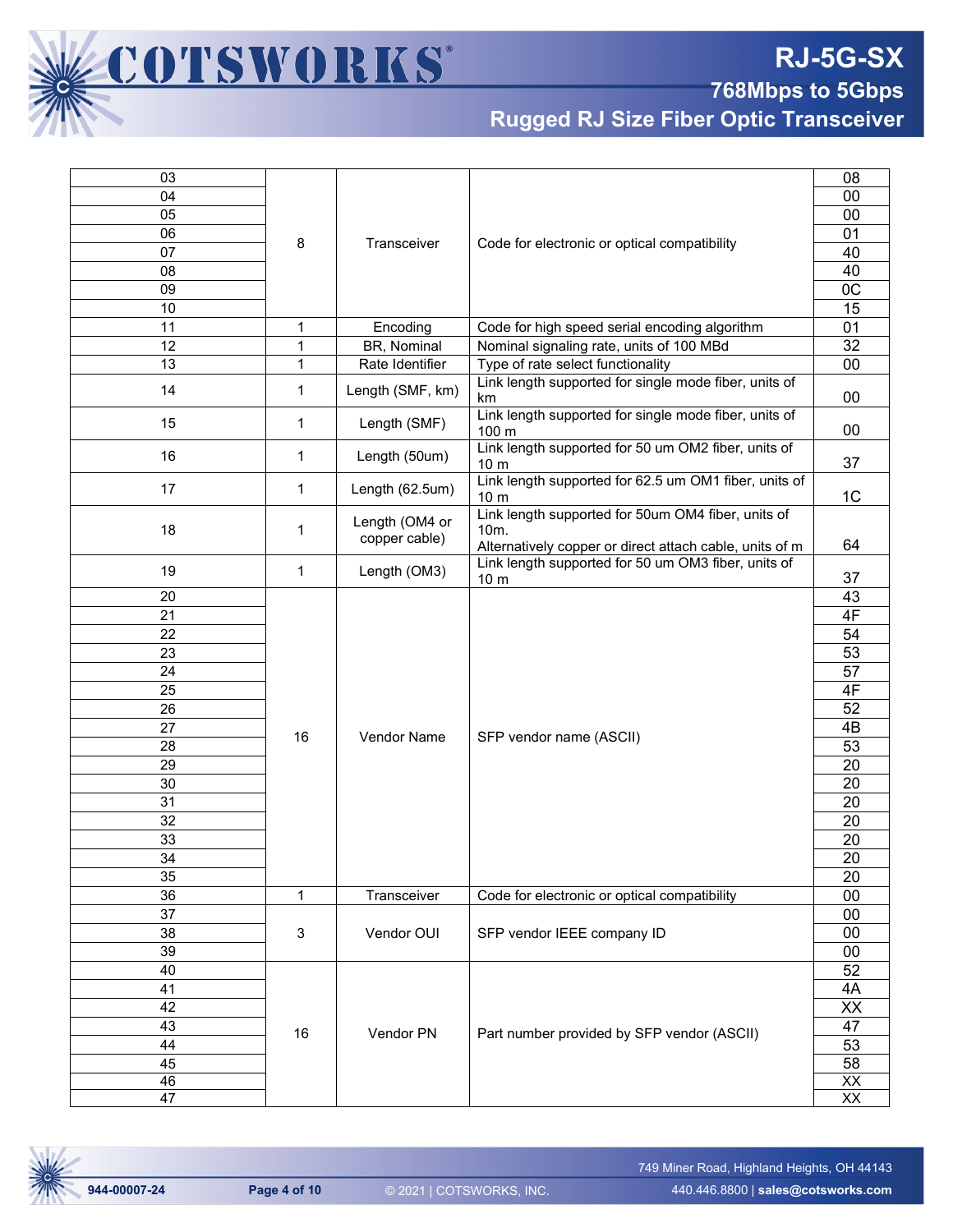| 03 | 8 | Transceiver | Code for electronic or optical compatibility | 08 |
|---|---|---|---|---|
| 04 | | | | 00 |
| 05 | | | | 00 |
| 06 | | | | 01 |
| 07 | | | | 40 |
| 08 | | | | 40 |
| 09 | | | | 0C |
| 10 | | | | 15 |
| 11 | 1 | Encoding | Code for high speed serial encoding algorithm | 01 |
| 12 | 1 | BR, Nominal | Nominal signaling rate, units of 100 MBd | 32 |
| 13 | 1 | Rate Identifier | Type of rate select functionality | 00 |
| 14 | 1 | Length (SMF, km) | Link length supported for single mode fiber, units of km | 00 |
| 15 | 1 | Length (SMF) | Link length supported for single mode fiber, units of 100 m | 00 |
| 16 | 1 | Length (50um) | Link length supported for 50 um OM2 fiber, units of 10 m | 37 |
| 17 | 1 | Length (62.5um) | Link length supported for 62.5 um OM1 fiber, units of 10 m | 1C |
| 18 | 1 | Length (OM4 or copper cable) | Link length supported for 50um OM4 fiber, units of 10m. Alternatively copper or direct attach cable, units of m | 64 |
| 19 | 1 | Length (OM3) | Link length supported for 50 um OM3 fiber, units of 10 m | 37 |
| 20 | 16 | Vendor Name | SFP vendor name (ASCII) | 43 |
| 21 | | | | 4F |
| 22 | | | | 54 |
| 23 | | | | 53 |
| 24 | | | | 57 |
| 25 | | | | 4F |
| 26 | | | | 52 |
| 27 | | | | 4B |
| 28 | | | | 53 |
| 29 | | | | 20 |
| 30 | | | | 20 |
| 31 | | | | 20 |
| 32 | | | | 20 |
| 33 | | | | 20 |
| 34 | | | | 20 |
| 35 | | | | 20 |
| 36 | 1 | Transceiver | Code for electronic or optical compatibility | 00 |
| 37 | 3 | Vendor OUI | SFP vendor IEEE company ID | 00 |
| 38 | | | | 00 |
| 39 | | | | 00 |
| 40 | 16 | Vendor PN | Part number provided by SFP vendor (ASCII) | 52 |
| 41 | | | | 4A |
| 42 | | | | XX |
| 43 | | | | 47 |
| 44 | | | | 53 |
| 45 | | | | 58 |
| 46 | | | | XX |
| 47 | | | | XX |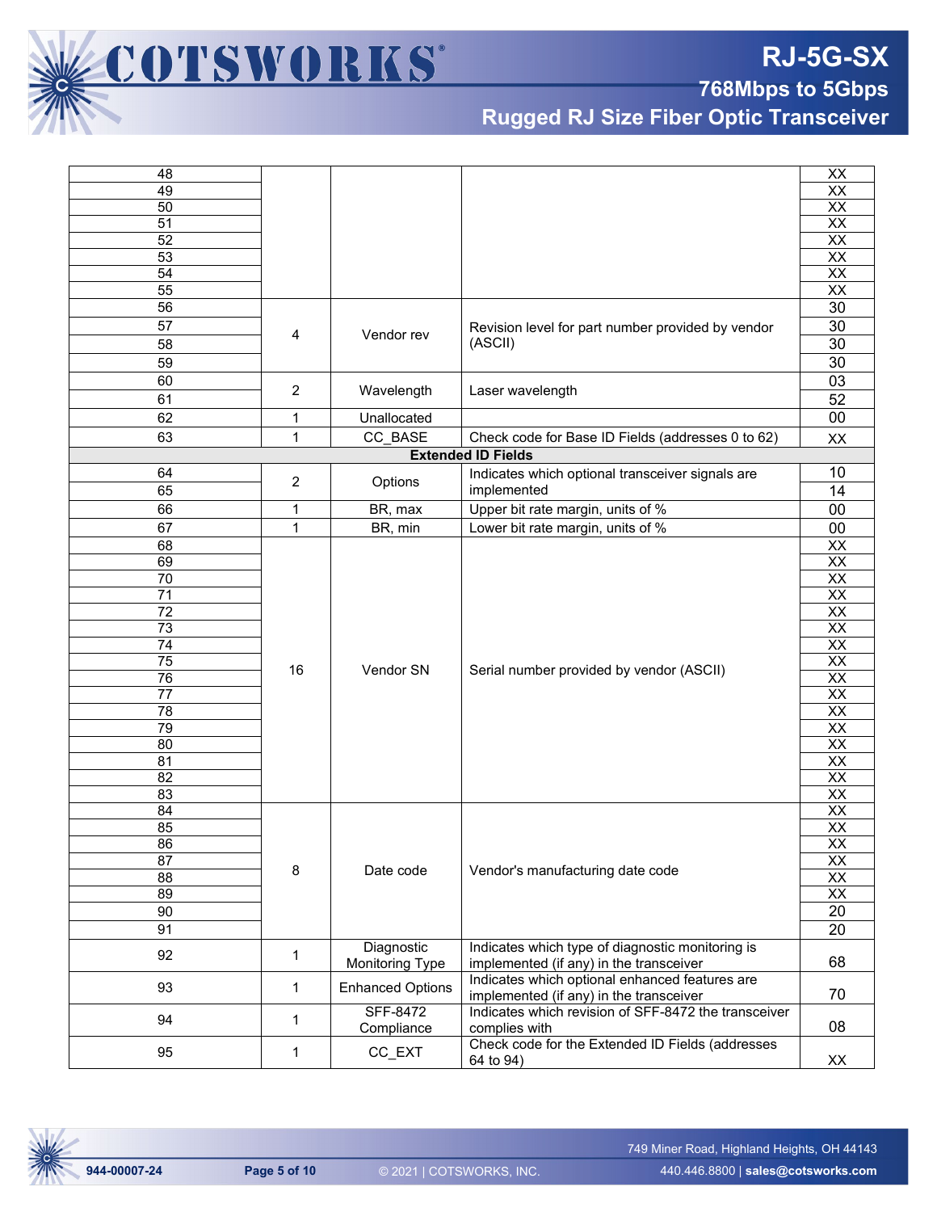| | | | | |
|---|---|---|---|---|
| 48 | | | | XX |
| 49 | | | | XX |
| 50 | | | | XX |
| 51 | | | | XX |
| 52 | | | | XX |
| 53 | | | | XX |
| 54 | | | | XX |
| 55 | | | | XX |
| 56 | 4 | Vendor rev | Revision level for part number provided by vendor (ASCII) | 30 |
| 57 | | | | 30 |
| 58 | | | | 30 |
| 59 | | | | 30 |
| 60 | 2 | Wavelength | Laser wavelength | 03 |
| 61 | | | | 52 |
| 62 | 1 | Unallocated | | 00 |
| 63 | 1 | CC_BASE | Check code for Base ID Fields (addresses 0 to 62) | XX |
| **Extended ID Fields** | | | | |
| 64 | 2 | Options | Indicates which optional transceiver signals are implemented | 10 |
| 65 | | | | 14 |
| 66 | 1 | BR, max | Upper bit rate margin, units of % | 00 |
| 67 | 1 | BR, min | Lower bit rate margin, units of % | 00 |
| 68 | 16 | Vendor SN | Serial number provided by vendor (ASCII) | XX |
| 69 | | | | XX |
| 70 | | | | XX |
| 71 | | | | XX |
| 72 | | | | XX |
| 73 | | | | XX |
| 74 | | | | XX |
| 75 | | | | XX |
| 76 | | | | XX |
| 77 | | | | XX |
| 78 | | | | XX |
| 79 | | | | XX |
| 80 | | | | XX |
| 81 | | | | XX |
| 82 | | | | XX |
| 83 | | | | XX |
| 84 | 8 | Date code | Vendor's manufacturing date code | XX |
| 85 | | | | XX |
| 86 | | | | XX |
| 87 | | | | XX |
| 88 | | | | XX |
| 89 | | | | XX |
| 90 | | | | 20 |
| 91 | | | | 20 |
| 92 | 1 | Diagnostic Monitoring Type | Indicates which type of diagnostic monitoring is implemented (if any) in the transceiver | 68 |
| 93 | 1 | Enhanced Options | Indicates which optional enhanced features are implemented (if any) in the transceiver | 70 |
| 94 | 1 | SFF-8472 Compliance | Indicates which revision of SFF-8472 the transceiver complies with | 08 |
| 95 | 1 | CC_EXT | Check code for the Extended ID Fields (addresses 64 to 94) | XX |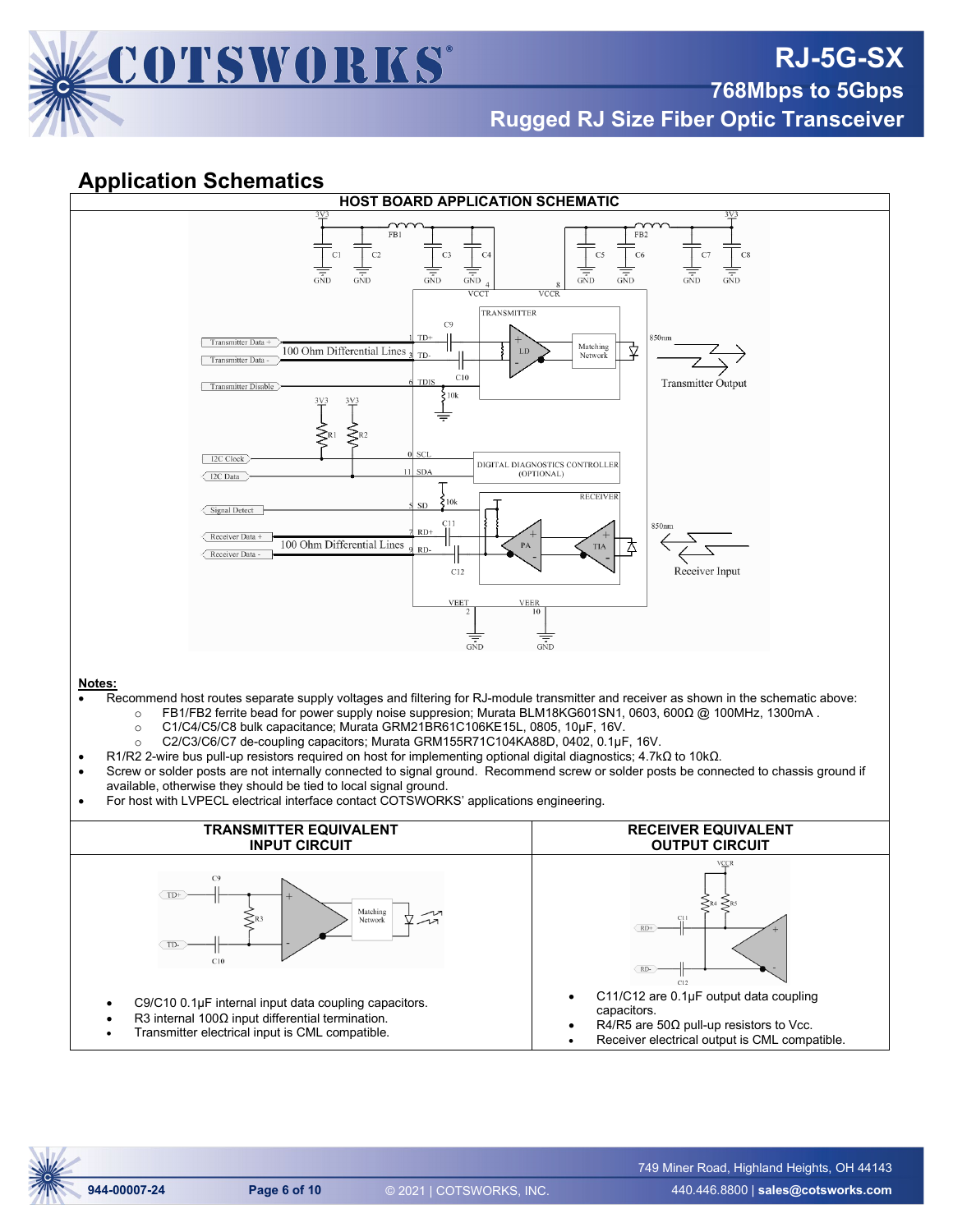## Application Schematics

### HOST BOARD APPLICATION SCHEMATIC

**Notes:**

- Recommend host routes separate supply voltages and filtering for RJ-module transmitter and receiver as shown in the schematic above:
  - FB1/FB2 ferrite bead for power supply noise suppresion; Murata BLM18KG601SN1, 0603, 600Ω @ 100MHz, 1300mA .
  - C1/C4/C5/C8 bulk capacitance; Murata GRM21BR61C106KE15L, 0805, 10µF, 16V.
  - C2/C3/C6/C7 de-coupling capacitors; Murata GRM155R71C104KA88D, 0402, 0.1µF, 16V.
- R1/R2 2-wire bus pull-up resistors required on host for implementing optional digital diagnostics; 4.7kΩ to 10kΩ.
- Screw or solder posts are not internally connected to signal ground. Recommend screw or solder posts be connected to chassis ground if available, otherwise they should be tied to local signal ground.
- For host with LVPECL electrical interface contact COTSWORKS' applications engineering.

### TRANSMITTER EQUIVALENT INPUT CIRCUIT

- C9/C10 0.1µF internal input data coupling capacitors.
- R3 internal 100Ω input differential termination.
- Transmitter electrical input is CML compatible.

### RECEIVER EQUIVALENT OUTPUT CIRCUIT

- C11/C12 are 0.1µF output data coupling capacitors.
- R4/R5 are 50Ω pull-up resistors to Vcc.
- Receiver electrical output is CML compatible.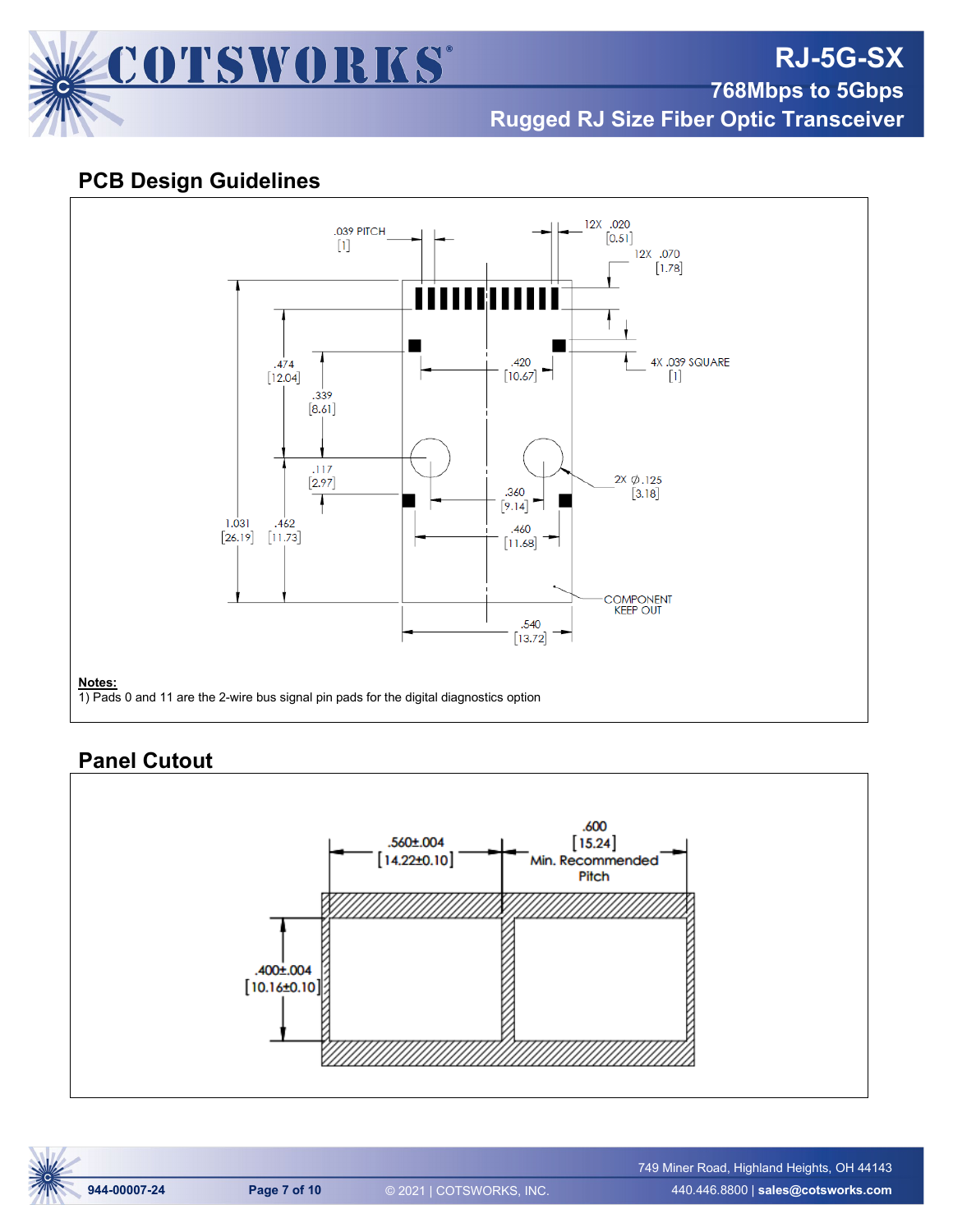## PCB Design Guidelines

.039 PITCH [1]

12X .020 [0.51]

12X .070 [1.78]

4X .039 SQUARE [1]

.474 [12.04]

.339 [8.61]

.420 [10.67]

2X ∅.125 [3.18]

.117 [2.97]

.360 [9.14]

1.031 [26.19]

.462 [11.73]

.460 [11.68]

COMPONENT KEEP OUT

.540 [13.72]

**Notes:**
1) Pads 0 and 11 are the 2-wire bus signal pin pads for the digital diagnostics option

## Panel Cutout

.560±.004 [14.22±0.10]

.600 [15.24] Min. Recommended Pitch

.400±.004 [10.16±0.10]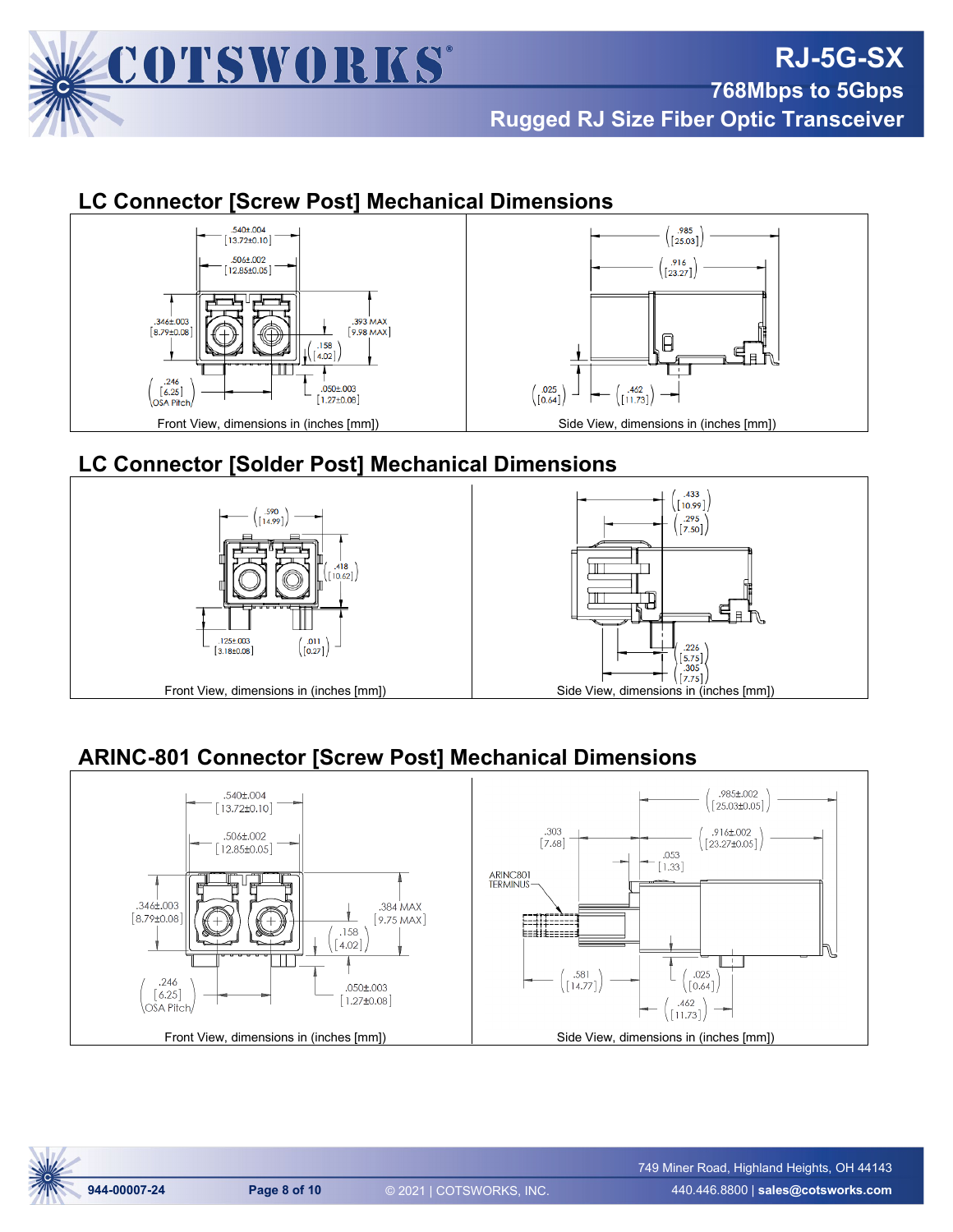## LC Connector [Screw Post] Mechanical Dimensions

Front View, dimensions in (inches [mm])

Side View, dimensions in (inches [mm])

## LC Connector [Solder Post] Mechanical Dimensions

Front View, dimensions in (inches [mm])

Side View, dimensions in (inches [mm])

## ARINC-801 Connector [Screw Post] Mechanical Dimensions

Front View, dimensions in (inches [mm])

Side View, dimensions in (inches [mm])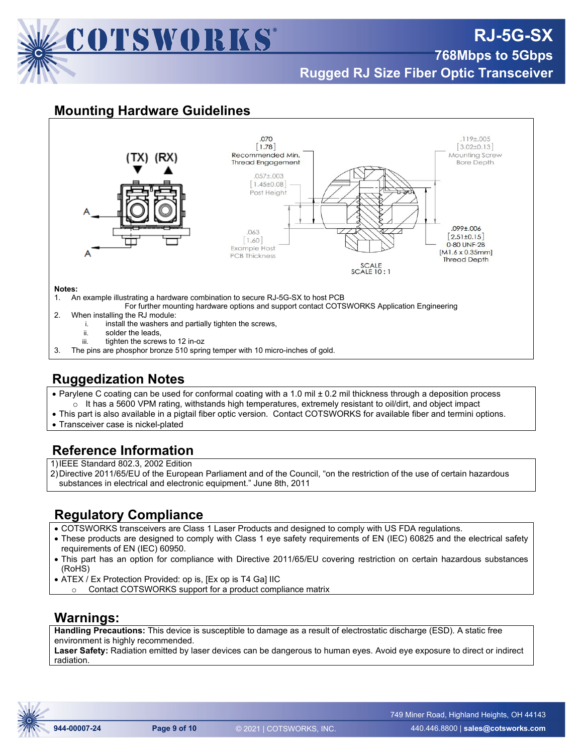## Mounting Hardware Guidelines

(TX) (RX)

A

A

.070
[1.78]
Recommended Min.
Thread Engagement

.057±.003
[1.45±0.08]
Post Height

.063
[1.60]
Example Host
PCB Thickness

.119±.005
[3.02±0.13]
Mounting Screw
Bore Depth

.099±.006
[2.51±0.15]
0-80 UNF-2B
[M1.6 x 0.35mm]
Thread Depth

SCALE
SCALE 10 : 1

**Notes:**

1. An example illustrating a hardware combination to secure RJ-5G-SX to host PCB
   For further mounting hardware options and support contact COTSWORKS Application Engineering
2. When installing the RJ module:
   1. install the washers and partially tighten the screws,
   2. solder the leads,
   3. tighten the screws to 12 in-oz
3. The pins are phosphor bronze 510 spring temper with 10 micro-inches of gold.

## Ruggedization Notes

- Parylene C coating can be used for conformal coating with a 1.0 mil ± 0.2 mil thickness through a deposition process
  - It has a 5600 VPM rating, withstands high temperatures, extremely resistant to oil/dirt, and object impact
- This part is also available in a pigtail fiber optic version. Contact COTSWORKS for available fiber and termini options.
- Transceiver case is nickel-plated

## Reference Information

1) IEEE Standard 802.3, 2002 Edition
2) Directive 2011/65/EU of the European Parliament and of the Council, "on the restriction of the use of certain hazardous substances in electrical and electronic equipment." June 8th, 2011

## Regulatory Compliance

- COTSWORKS transceivers are Class 1 Laser Products and designed to comply with US FDA regulations.
- These products are designed to comply with Class 1 eye safety requirements of EN (IEC) 60825 and the electrical safety requirements of EN (IEC) 60950.
- This part has an option for compliance with Directive 2011/65/EU covering restriction on certain hazardous substances (RoHS)
- ATEX / Ex Protection Provided: op is, [Ex op is T4 Ga] IIC
  - Contact COTSWORKS support for a product compliance matrix

## Warnings:

**Handling Precautions:** This device is susceptible to damage as a result of electrostatic discharge (ESD). A static free environment is highly recommended.
**Laser Safety:** Radiation emitted by laser devices can be dangerous to human eyes. Avoid eye exposure to direct or indirect radiation.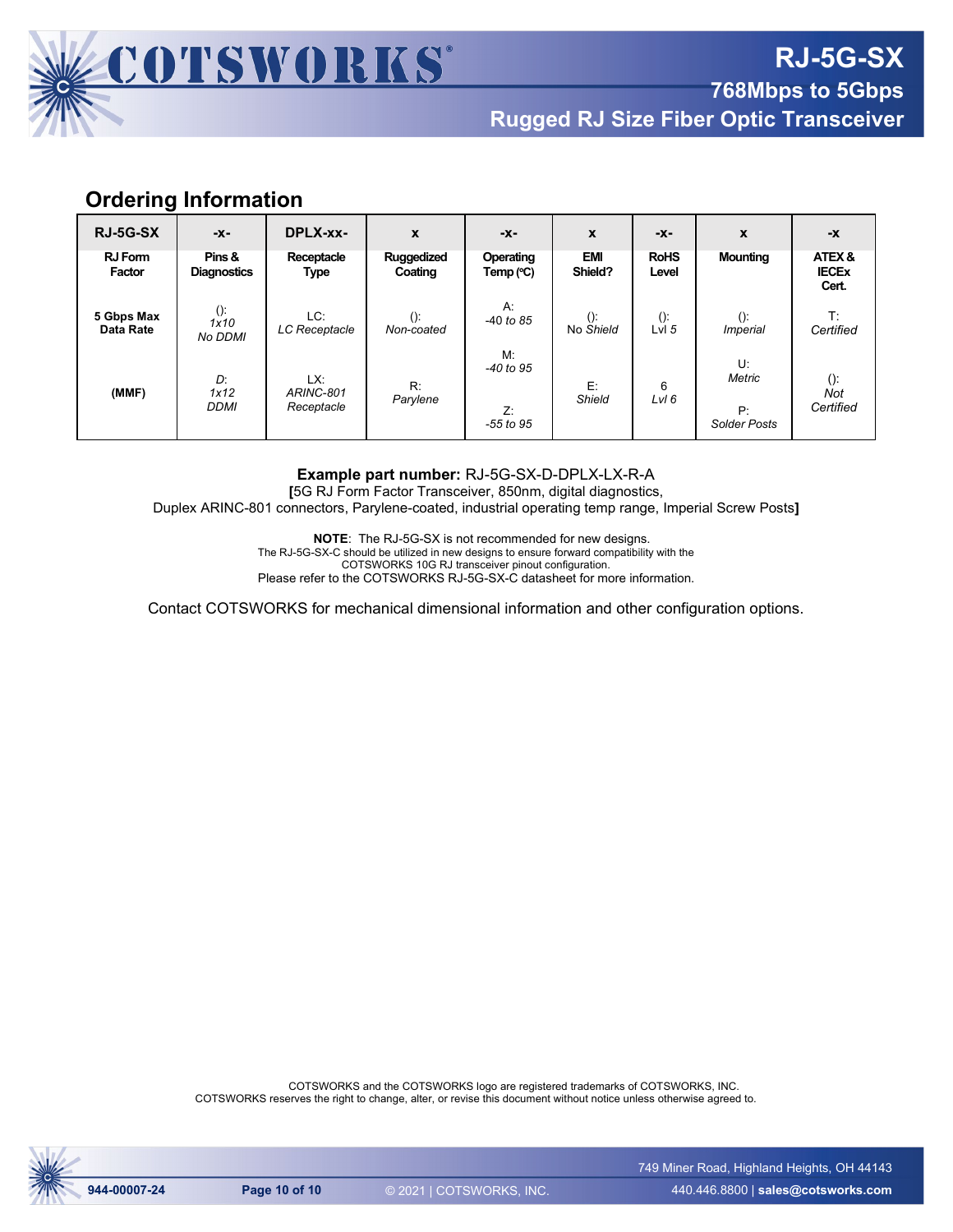## Ordering Information

| RJ-5G-SX | -x- | DPLX-xx- | x | -x- | x | -x- | x | -x |
|---|---|---|---|---|---|---|---|---|
| **RJ Form Factor** | **Pins & Diagnostics** | **Receptacle Type** | **Ruggedized Coating** | **Operating Temp (°C)** | **EMI Shield?** | **RoHS Level** | **Mounting** | **ATEX & IECEx Cert.** |
| **5 Gbps Max Data Rate** | (): *1x10* *No DDMI* | LC: *LC Receptacle* | (): *Non-coated* | A: *-40 to 85* | (): No *Shield* | (): Lvl *5* | (): *Imperial* | T: *Certified* |
| **(MMF)** | *D: 1x12 DDMI* | LX: *ARINC-801 Receptacle* | R: *Parylene* | M: *-40 to 95*<br>Z: *-55 to 95* | E: *Shield* | 6 *Lvl 6* | U: *Metric*<br>P: *Solder Posts* | (): *Not Certified* |

**Example part number:** RJ-5G-SX-D-DPLX-LX-R-A
**[**5G RJ Form Factor Transceiver, 850nm, digital diagnostics,
Duplex ARINC-801 connectors, Parylene-coated, industrial operating temp range, Imperial Screw Posts**]**

**NOTE**: The RJ-5G-SX is not recommended for new designs.
The RJ-5G-SX-C should be utilized in new designs to ensure forward compatibility with the COTSWORKS 10G RJ transceiver pinout configuration.
Please refer to the COTSWORKS RJ-5G-SX-C datasheet for more information.

Contact COTSWORKS for mechanical dimensional information and other configuration options.

COTSWORKS and the COTSWORKS logo are registered trademarks of COTSWORKS, INC.
COTSWORKS reserves the right to change, alter, or revise this document without notice unless otherwise agreed to.